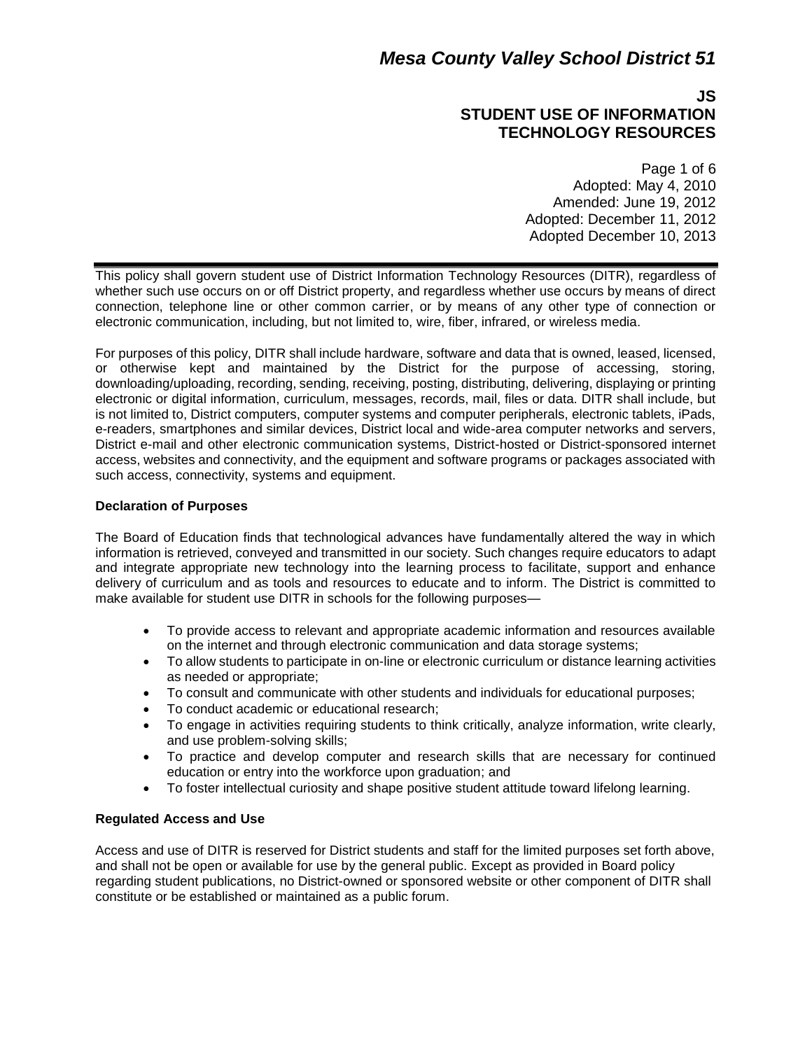# Mesa County Valley School District 51

## JS
## STUDENT USE OF INFORMATION TECHNOLOGY RESOURCES

Adopted: May 4, 2010
Amended: June 19, 2012
Adopted: December 11, 2012
Adopted December 10, 2013

---

This policy shall govern student use of District Information Technology Resources (DITR), regardless of whether such use occurs on or off District property, and regardless whether use occurs by means of direct connection, telephone line or other common carrier, or by means of any other type of connection or electronic communication, including, but not limited to, wire, fiber, infrared, or wireless media.

For purposes of this policy, DITR shall include hardware, software and data that is owned, leased, licensed, or otherwise kept and maintained by the District for the purpose of accessing, storing, downloading/uploading, recording, sending, receiving, posting, distributing, delivering, displaying or printing electronic or digital information, curriculum, messages, records, mail, files or data. DITR shall include, but is not limited to, District computers, computer systems and computer peripherals, electronic tablets, iPads, e-readers, smartphones and similar devices, District local and wide-area computer networks and servers, District e-mail and other electronic communication systems, District-hosted or District-sponsored internet access, websites and connectivity, and the equipment and software programs or packages associated with such access, connectivity, systems and equipment.

**Declaration of Purposes**

The Board of Education finds that technological advances have fundamentally altered the way in which information is retrieved, conveyed and transmitted in our society. Such changes require educators to adapt and integrate appropriate new technology into the learning process to facilitate, support and enhance delivery of curriculum and as tools and resources to educate and to inform. The District is committed to make available for student use DITR in schools for the following purposes—

- To provide access to relevant and appropriate academic information and resources available on the internet and through electronic communication and data storage systems;
- To allow students to participate in on-line or electronic curriculum or distance learning activities as needed or appropriate;
- To consult and communicate with other students and individuals for educational purposes;
- To conduct academic or educational research;
- To engage in activities requiring students to think critically, analyze information, write clearly, and use problem-solving skills;
- To practice and develop computer and research skills that are necessary for continued education or entry into the workforce upon graduation; and
- To foster intellectual curiosity and shape positive student attitude toward lifelong learning.

**Regulated Access and Use**

Access and use of DITR is reserved for District students and staff for the limited purposes set forth above, and shall not be open or available for use by the general public. Except as provided in Board policy regarding student publications, no District-owned or sponsored website or other component of DITR shall constitute or be established or maintained as a public forum.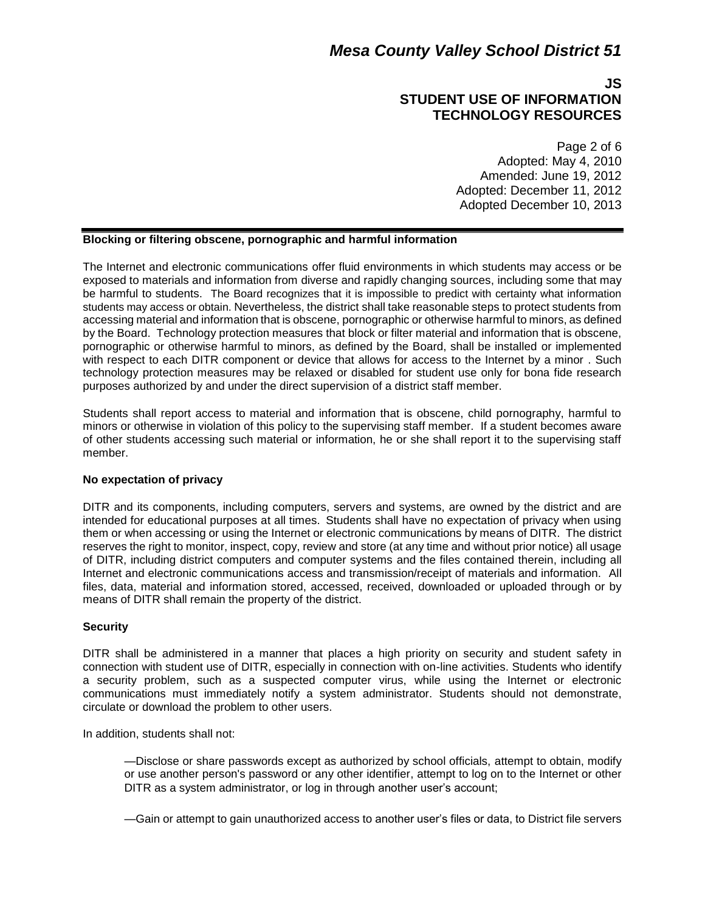**Blocking or filtering obscene, pornographic and harmful information**

The Internet and electronic communications offer fluid environments in which students may access or be exposed to materials and information from diverse and rapidly changing sources, including some that may be harmful to students. The Board recognizes that it is impossible to predict with certainty what information students may access or obtain. Nevertheless, the district shall take reasonable steps to protect students from accessing material and information that is obscene, pornographic or otherwise harmful to minors, as defined by the Board. Technology protection measures that block or filter material and information that is obscene, pornographic or otherwise harmful to minors, as defined by the Board, shall be installed or implemented with respect to each DITR component or device that allows for access to the Internet by a minor . Such technology protection measures may be relaxed or disabled for student use only for bona fide research purposes authorized by and under the direct supervision of a district staff member.

Students shall report access to material and information that is obscene, child pornography, harmful to minors or otherwise in violation of this policy to the supervising staff member. If a student becomes aware of other students accessing such material or information, he or she shall report it to the supervising staff member.

**No expectation of privacy**

DITR and its components, including computers, servers and systems, are owned by the district and are intended for educational purposes at all times. Students shall have no expectation of privacy when using them or when accessing or using the Internet or electronic communications by means of DITR. The district reserves the right to monitor, inspect, copy, review and store (at any time and without prior notice) all usage of DITR, including district computers and computer systems and the files contained therein, including all Internet and electronic communications access and transmission/receipt of materials and information. All files, data, material and information stored, accessed, received, downloaded or uploaded through or by means of DITR shall remain the property of the district.

**Security**

DITR shall be administered in a manner that places a high priority on security and student safety in connection with student use of DITR, especially in connection with on-line activities. Students who identify a security problem, such as a suspected computer virus, while using the Internet or electronic communications must immediately notify a system administrator. Students should not demonstrate, circulate or download the problem to other users.

In addition, students shall not:

—Disclose or share passwords except as authorized by school officials, attempt to obtain, modify or use another person's password or any other identifier, attempt to log on to the Internet or other DITR as a system administrator, or log in through another user's account;

—Gain or attempt to gain unauthorized access to another user's files or data, to District file servers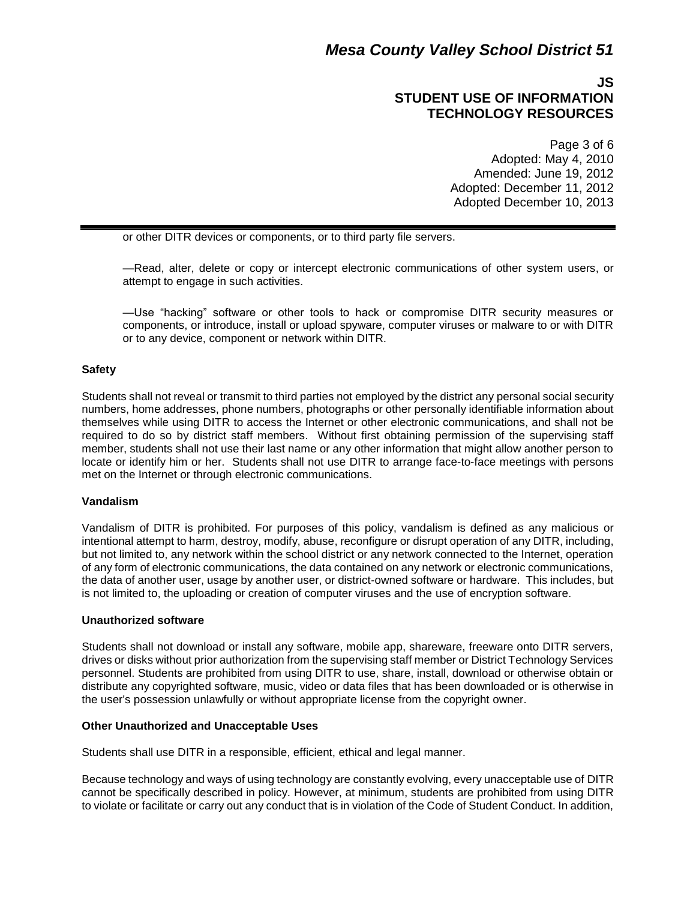or other DITR devices or components, or to third party file servers.

—Read, alter, delete or copy or intercept electronic communications of other system users, or attempt to engage in such activities.

—Use "hacking" software or other tools to hack or compromise DITR security measures or components, or introduce, install or upload spyware, computer viruses or malware to or with DITR or to any device, component or network within DITR.

**Safety**

Students shall not reveal or transmit to third parties not employed by the district any personal social security numbers, home addresses, phone numbers, photographs or other personally identifiable information about themselves while using DITR to access the Internet or other electronic communications, and shall not be required to do so by district staff members. Without first obtaining permission of the supervising staff member, students shall not use their last name or any other information that might allow another person to locate or identify him or her. Students shall not use DITR to arrange face-to-face meetings with persons met on the Internet or through electronic communications.

**Vandalism**

Vandalism of DITR is prohibited. For purposes of this policy, vandalism is defined as any malicious or intentional attempt to harm, destroy, modify, abuse, reconfigure or disrupt operation of any DITR, including, but not limited to, any network within the school district or any network connected to the Internet, operation of any form of electronic communications, the data contained on any network or electronic communications, the data of another user, usage by another user, or district-owned software or hardware. This includes, but is not limited to, the uploading or creation of computer viruses and the use of encryption software.

**Unauthorized software**

Students shall not download or install any software, mobile app, shareware, freeware onto DITR servers, drives or disks without prior authorization from the supervising staff member or District Technology Services personnel. Students are prohibited from using DITR to use, share, install, download or otherwise obtain or distribute any copyrighted software, music, video or data files that has been downloaded or is otherwise in the user's possession unlawfully or without appropriate license from the copyright owner.

**Other Unauthorized and Unacceptable Uses**

Students shall use DITR in a responsible, efficient, ethical and legal manner.

Because technology and ways of using technology are constantly evolving, every unacceptable use of DITR cannot be specifically described in policy. However, at minimum, students are prohibited from using DITR to violate or facilitate or carry out any conduct that is in violation of the Code of Student Conduct. In addition,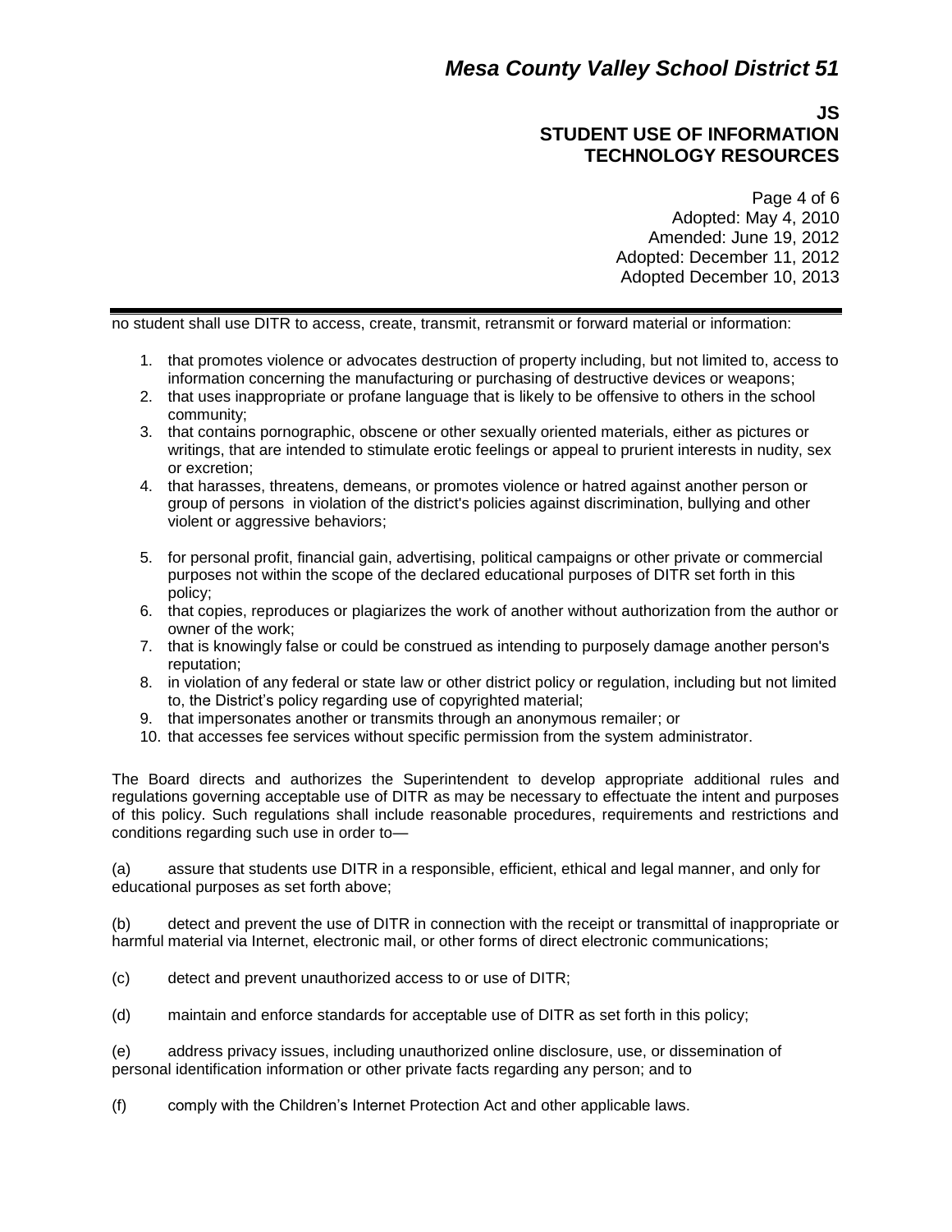no student shall use DITR to access, create, transmit, retransmit or forward material or information:

1. that promotes violence or advocates destruction of property including, but not limited to, access to information concerning the manufacturing or purchasing of destructive devices or weapons;
2. that uses inappropriate or profane language that is likely to be offensive to others in the school community;
3. that contains pornographic, obscene or other sexually oriented materials, either as pictures or writings, that are intended to stimulate erotic feelings or appeal to prurient interests in nudity, sex or excretion;
4. that harasses, threatens, demeans, or promotes violence or hatred against another person or group of persons in violation of the district's policies against discrimination, bullying and other violent or aggressive behaviors;
5. for personal profit, financial gain, advertising, political campaigns or other private or commercial purposes not within the scope of the declared educational purposes of DITR set forth in this policy;
6. that copies, reproduces or plagiarizes the work of another without authorization from the author or owner of the work;
7. that is knowingly false or could be construed as intending to purposely damage another person's reputation;
8. in violation of any federal or state law or other district policy or regulation, including but not limited to, the District's policy regarding use of copyrighted material;
9. that impersonates another or transmits through an anonymous remailer; or
10. that accesses fee services without specific permission from the system administrator.

The Board directs and authorizes the Superintendent to develop appropriate additional rules and regulations governing acceptable use of DITR as may be necessary to effectuate the intent and purposes of this policy. Such regulations shall include reasonable procedures, requirements and restrictions and conditions regarding such use in order to—

(a) assure that students use DITR in a responsible, efficient, ethical and legal manner, and only for educational purposes as set forth above;

(b) detect and prevent the use of DITR in connection with the receipt or transmittal of inappropriate or harmful material via Internet, electronic mail, or other forms of direct electronic communications;

(c) detect and prevent unauthorized access to or use of DITR;

(d) maintain and enforce standards for acceptable use of DITR as set forth in this policy;

(e) address privacy issues, including unauthorized online disclosure, use, or dissemination of personal identification information or other private facts regarding any person; and to

(f) comply with the Children's Internet Protection Act and other applicable laws.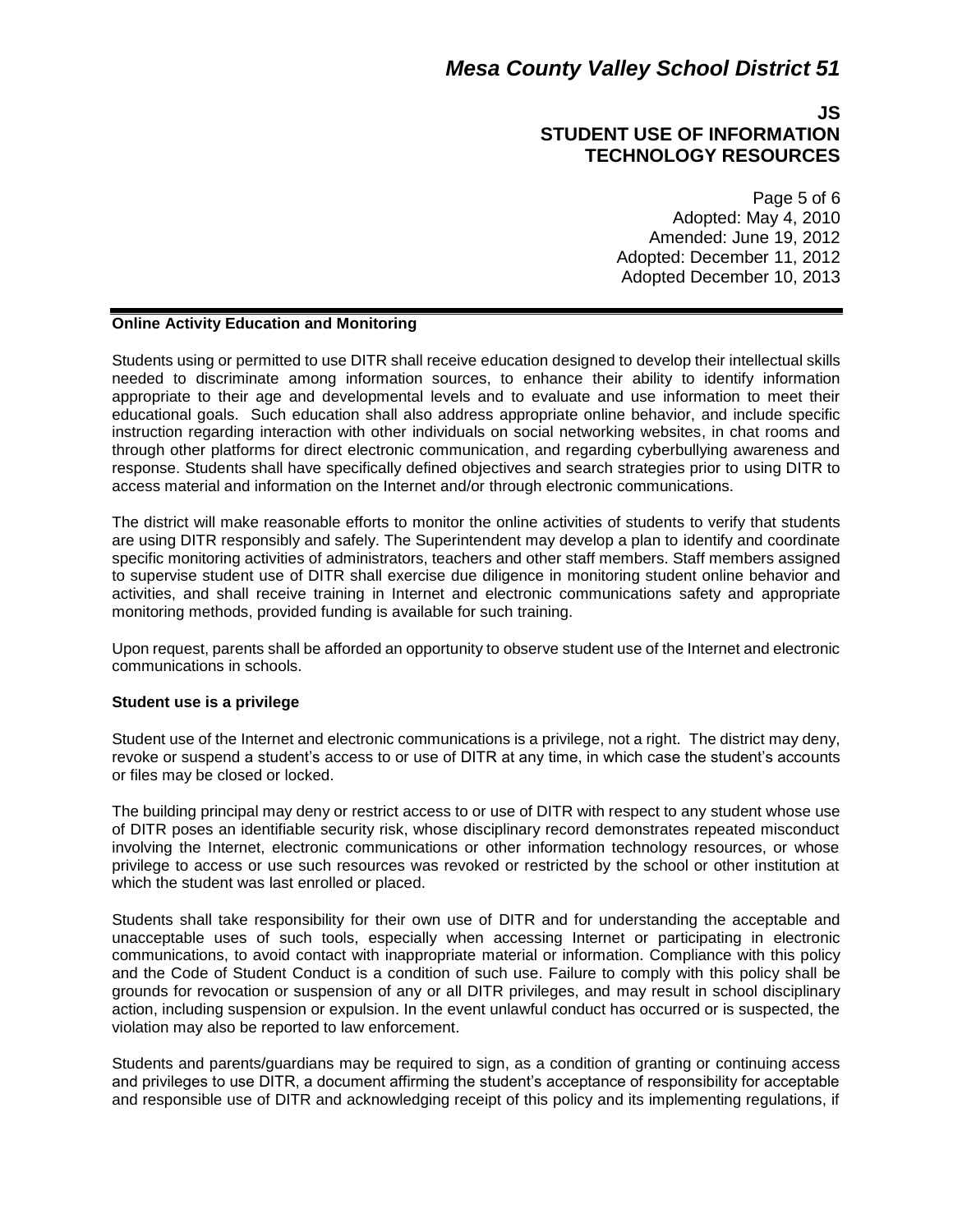**Online Activity Education and Monitoring**

Students using or permitted to use DITR shall receive education designed to develop their intellectual skills needed to discriminate among information sources, to enhance their ability to identify information appropriate to their age and developmental levels and to evaluate and use information to meet their educational goals. Such education shall also address appropriate online behavior, and include specific instruction regarding interaction with other individuals on social networking websites, in chat rooms and through other platforms for direct electronic communication, and regarding cyberbullying awareness and response. Students shall have specifically defined objectives and search strategies prior to using DITR to access material and information on the Internet and/or through electronic communications.

The district will make reasonable efforts to monitor the online activities of students to verify that students are using DITR responsibly and safely. The Superintendent may develop a plan to identify and coordinate specific monitoring activities of administrators, teachers and other staff members. Staff members assigned to supervise student use of DITR shall exercise due diligence in monitoring student online behavior and activities, and shall receive training in Internet and electronic communications safety and appropriate monitoring methods, provided funding is available for such training.

Upon request, parents shall be afforded an opportunity to observe student use of the Internet and electronic communications in schools.

**Student use is a privilege**

Student use of the Internet and electronic communications is a privilege, not a right. The district may deny, revoke or suspend a student's access to or use of DITR at any time, in which case the student's accounts or files may be closed or locked.

The building principal may deny or restrict access to or use of DITR with respect to any student whose use of DITR poses an identifiable security risk, whose disciplinary record demonstrates repeated misconduct involving the Internet, electronic communications or other information technology resources, or whose privilege to access or use such resources was revoked or restricted by the school or other institution at which the student was last enrolled or placed.

Students shall take responsibility for their own use of DITR and for understanding the acceptable and unacceptable uses of such tools, especially when accessing Internet or participating in electronic communications, to avoid contact with inappropriate material or information. Compliance with this policy and the Code of Student Conduct is a condition of such use. Failure to comply with this policy shall be grounds for revocation or suspension of any or all DITR privileges, and may result in school disciplinary action, including suspension or expulsion. In the event unlawful conduct has occurred or is suspected, the violation may also be reported to law enforcement.

Students and parents/guardians may be required to sign, as a condition of granting or continuing access and privileges to use DITR, a document affirming the student's acceptance of responsibility for acceptable and responsible use of DITR and acknowledging receipt of this policy and its implementing regulations, if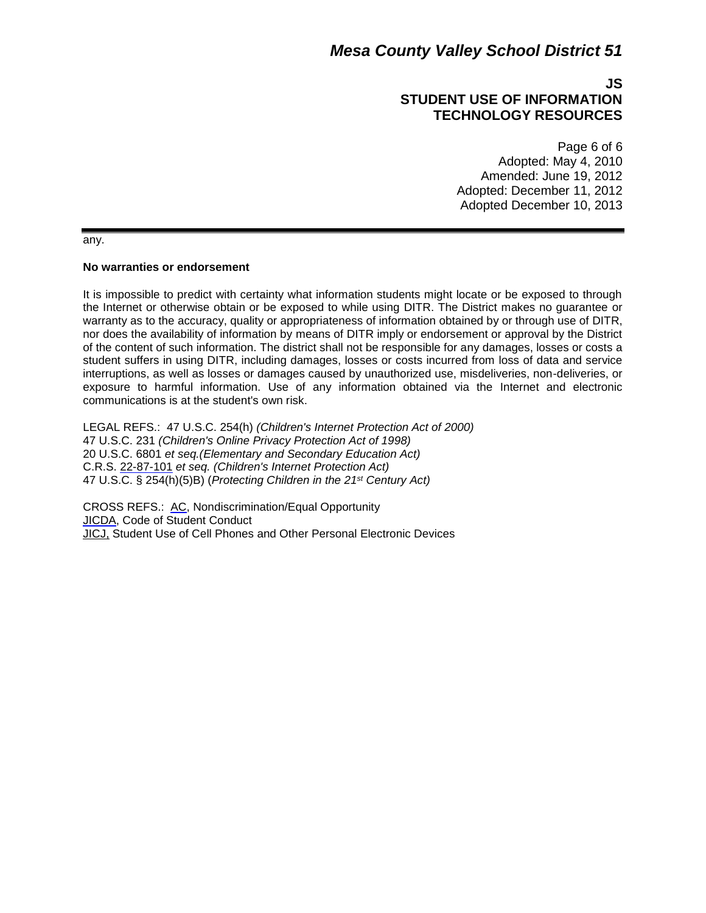any.

**No warranties or endorsement**

It is impossible to predict with certainty what information students might locate or be exposed to through the Internet or otherwise obtain or be exposed to while using DITR. The District makes no guarantee or warranty as to the accuracy, quality or appropriateness of information obtained by or through use of DITR, nor does the availability of information by means of DITR imply or endorsement or approval by the District of the content of such information. The district shall not be responsible for any damages, losses or costs a student suffers in using DITR, including damages, losses or costs incurred from loss of data and service interruptions, as well as losses or damages caused by unauthorized use, misdeliveries, non-deliveries, or exposure to harmful information. Use of any information obtained via the Internet and electronic communications is at the student's own risk.

LEGAL REFS.: 47 U.S.C. 254(h) *(Children's Internet Protection Act of 2000)*
47 U.S.C. 231 *(Children's Online Privacy Protection Act of 1998)*
20 U.S.C. 6801 *et seq.(Elementary and Secondary Education Act)*
C.R.S. 22-87-101 *et seq. (Children's Internet Protection Act)*
47 U.S.C. § 254(h)(5)B) (*Protecting Children in the 21st Century Act)*

CROSS REFS.: AC, Nondiscrimination/Equal Opportunity
JICDA, Code of Student Conduct
JICJ, Student Use of Cell Phones and Other Personal Electronic Devices